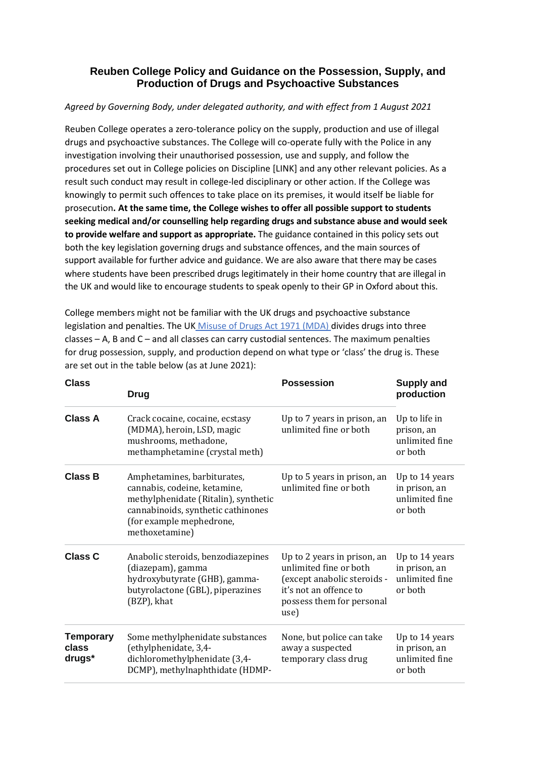# Reuben College Policy and Guidance on the Possession, Supply, and Production of Drugs and Psychoactive Substances

*Agreed by Governing Body, under delegated authority, and with effect from 1 August 2021*

Reuben College operates a zero-tolerance policy on the supply, production and use of illegal drugs and psychoactive substances. The College will co-operate fully with the Police in any investigation involving their unauthorised possession, use and supply, and follow the procedures set out in College policies on Discipline [LINK] and any other relevant policies. As a result such conduct may result in college-led disciplinary or other action. If the College was knowingly to permit such offences to take place on its premises, it would itself be liable for prosecution**. At the same time, the College wishes to offer all possible support to students seeking medical and/or counselling help regarding drugs and substance abuse and would seek to provide welfare and support as appropriate.** The guidance contained in this policy sets out both the key legislation governing drugs and substance offences, and the main sources of support available for further advice and guidance. We are also aware that there may be cases where students have been prescribed drugs legitimately in their home country that are illegal in the UK and would like to encourage students to speak openly to their GP in Oxford about this.

College members might not be familiar with the UK drugs and psychoactive substance legislation and penalties. The UK Misuse of Drugs Act 1971 (MDA) divides drugs into three classes – A, B and C – and all classes can carry custodial sentences. The maximum penalties for drug possession, supply, and production depend on what type or 'class' the drug is. These are set out in the table below (as at June 2021):

| Class | Drug | Possession | Supply and production |
|---|---|---|---|
| **Class A** | Crack cocaine, cocaine, ecstasy (MDMA), heroin, LSD, magic mushrooms, methadone, methamphetamine (crystal meth) | Up to 7 years in prison, an unlimited fine or both | Up to life in prison, an unlimited fine or both |
| **Class B** | Amphetamines, barbiturates, cannabis, codeine, ketamine, methylphenidate (Ritalin), synthetic cannabinoids, synthetic cathinones (for example mephedrone, methoxetamine) | Up to 5 years in prison, an unlimited fine or both | Up to 14 years in prison, an unlimited fine or both |
| **Class C** | Anabolic steroids, benzodiazepines (diazepam), gamma hydroxybutyrate (GHB), gamma-butyrolactone (GBL), piperazines (BZP), khat | Up to 2 years in prison, an unlimited fine or both (except anabolic steroids - it's not an offence to possess them for personal use) | Up to 14 years in prison, an unlimited fine or both |
| **Temporary class drugs*** | Some methylphenidate substances (ethylphenidate, 3,4-dichloromethylphenidate (3,4-DCMP), methylnaphthidate (HDMP- | None, but police can take away a suspected temporary class drug | Up to 14 years in prison, an unlimited fine or both |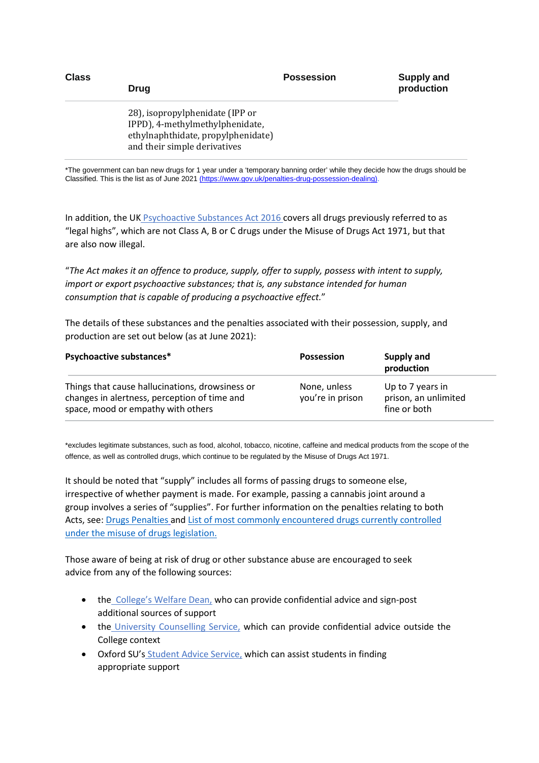| Class | Drug | Possession | Supply and production |
|---|---|---|---|
| | 28), isopropylphenidate (IPP or IPPD), 4-methylmethylphenidate, ethylnaphthidate, propylphenidate) and their simple derivatives | | |

*The government can ban new drugs for 1 year under a 'temporary banning order' while they decide how the drugs should be Classified. This is the list as of June 2021 (https://www.gov.uk/penalties-drug-possession-dealing).

In addition, the UK Psychoactive Substances Act 2016 covers all drugs previously referred to as "legal highs", which are not Class A, B or C drugs under the Misuse of Drugs Act 1971, but that are also now illegal.

"*The Act makes it an offence to produce, supply, offer to supply, possess with intent to supply, import or export psychoactive substances; that is, any substance intended for human consumption that is capable of producing a psychoactive effect.*"

The details of these substances and the penalties associated with their possession, supply, and production are set out below (as at June 2021):

| Psychoactive substances* | Possession | Supply and production |
|---|---|---|
| Things that cause hallucinations, drowsiness or changes in alertness, perception of time and space, mood or empathy with others | None, unless you're in prison | Up to 7 years in prison, an unlimited fine or both |

*excludes legitimate substances, such as food, alcohol, tobacco, nicotine, caffeine and medical products from the scope of the offence, as well as controlled drugs, which continue to be regulated by the Misuse of Drugs Act 1971.

It should be noted that "supply" includes all forms of passing drugs to someone else, irrespective of whether payment is made. For example, passing a cannabis joint around a group involves a series of "supplies". For further information on the penalties relating to both Acts, see: Drugs Penalties and List of most commonly encountered drugs currently controlled under the misuse of drugs legislation.

Those aware of being at risk of drug or other substance abuse are encouraged to seek advice from any of the following sources:

- the College's Welfare Dean, who can provide confidential advice and sign-post additional sources of support
- the University Counselling Service, which can provide confidential advice outside the College context
- Oxford SU's Student Advice Service, which can assist students in finding appropriate support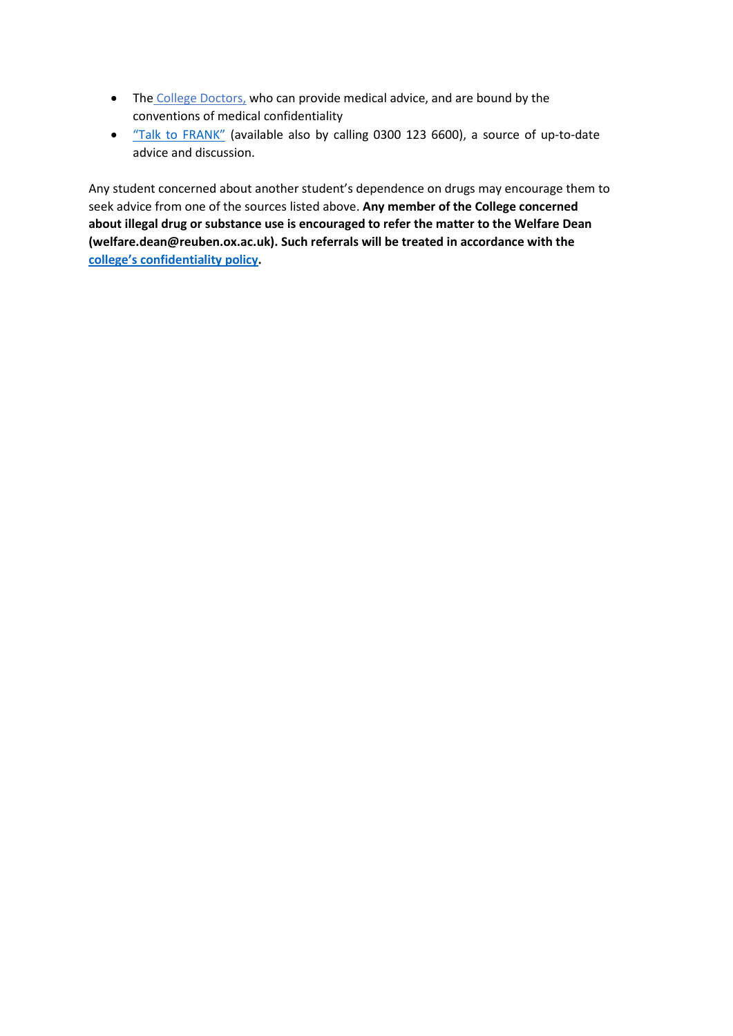- The College Doctors, who can provide medical advice, and are bound by the conventions of medical confidentiality
- "Talk to FRANK" (available also by calling 0300 123 6600), a source of up-to-date advice and discussion.

Any student concerned about another student's dependence on drugs may encourage them to seek advice from one of the sources listed above. **Any member of the College concerned about illegal drug or substance use is encouraged to refer the matter to the Welfare Dean (welfare.dean@reuben.ox.ac.uk). Such referrals will be treated in accordance with the college's confidentiality policy.**